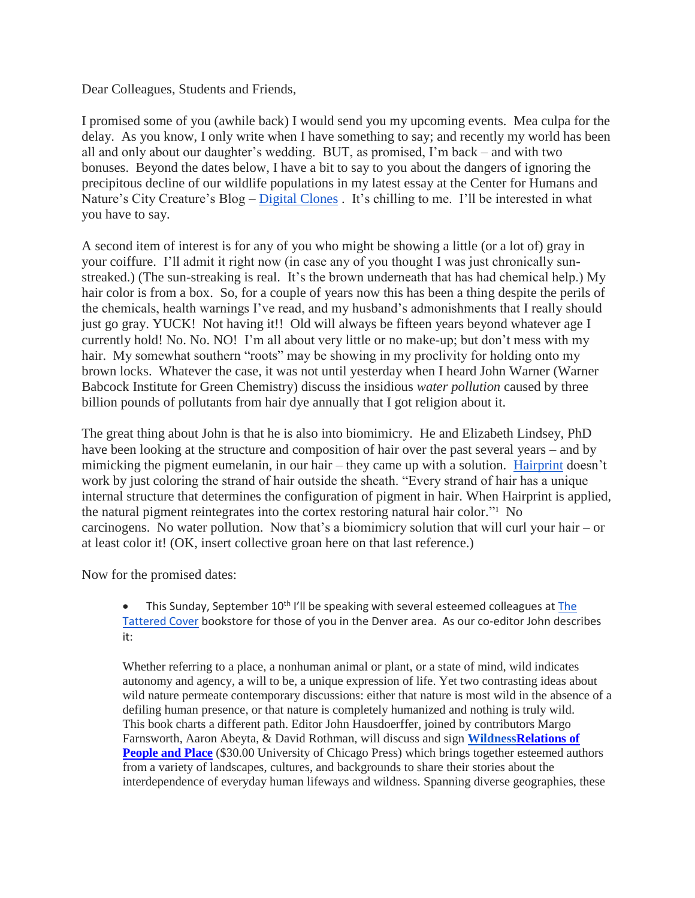Dear Colleagues, Students and Friends,

I promised some of you (awhile back) I would send you my upcoming events. Mea culpa for the delay. As you know, I only write when I have something to say; and recently my world has been all and only about our daughter's wedding. BUT, as promised, I'm back – and with two bonuses. Beyond the dates below, I have a bit to say to you about the dangers of ignoring the precipitous decline of our wildlife populations in my latest essay at the Center for Humans and Nature's City Creature's Blog – [Digital Clones](). It's chilling to me. I'll be interested in what you have to say.

A second item of interest is for any of you who might be showing a little (or a lot of) gray in your coiffure. I'll admit it right now (in case any of you thought I was just chronically sun-streaked.) (The sun-streaking is real. It's the brown underneath that has had chemical help.) My hair color is from a box. So, for a couple of years now this has been a thing despite the perils of the chemicals, health warnings I've read, and my husband's admonishments that I really should just go gray. YUCK! Not having it!! Old will always be fifteen years beyond whatever age I currently hold! No. No. NO! I'm all about very little or no make-up; but don't mess with my hair. My somewhat southern "roots" may be showing in my proclivity for holding onto my brown locks. Whatever the case, it was not until yesterday when I heard John Warner (Warner Babcock Institute for Green Chemistry) discuss the insidious *water pollution* caused by three billion pounds of pollutants from hair dye annually that I got religion about it.

The great thing about John is that he is also into biomimicry. He and Elizabeth Lindsey, PhD have been looking at the structure and composition of hair over the past several years – and by mimicking the pigment eumelanin, in our hair – they came up with a solution. [Hairprint]() doesn't work by just coloring the strand of hair outside the sheath. "Every strand of hair has a unique internal structure that determines the configuration of pigment in hair. When Hairprint is applied, the natural pigment reintegrates into the cortex restoring natural hair color."[1] No carcinogens. No water pollution. Now that's a biomimicry solution that will curl your hair – or at least color it! (OK, insert collective groan here on that last reference.)

Now for the promised dates:

- This Sunday, September 10th I'll be speaking with several esteemed colleagues at [The Tattered Cover]() bookstore for those of you in the Denver area. As our co-editor John describes it:

  Whether referring to a place, a nonhuman animal or plant, or a state of mind, wild indicates autonomy and agency, a will to be, a unique expression of life. Yet two contrasting ideas about wild nature permeate contemporary discussions: either that nature is most wild in the absence of a defiling human presence, or that nature is completely humanized and nothing is truly wild. This book charts a different path. Editor John Hausdoerffer, joined by contributors Margo Farnsworth, Aaron Abeyta, & David Rothman, will discuss and sign **[WildnessRelations of People and Place]()** ($30.00 University of Chicago Press) which brings together esteemed authors from a variety of landscapes, cultures, and backgrounds to share their stories about the interdependence of everyday human lifeways and wildness. Spanning diverse geographies, these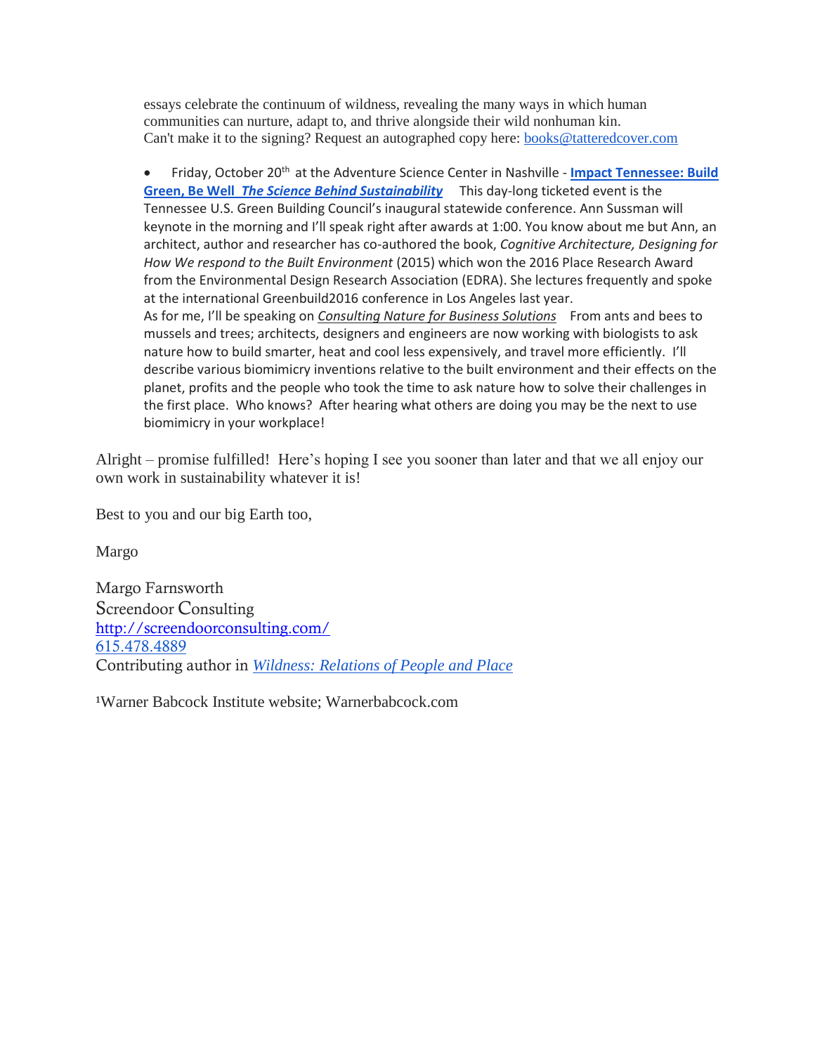essays celebrate the continuum of wildness, revealing the many ways in which human communities can nurture, adapt to, and thrive alongside their wild nonhuman kin.
Can't make it to the signing? Request an autographed copy here: books@tatteredcover.com

- Friday, October 20th at the Adventure Science Center in Nashville - **Impact Tennessee: Build Green, Be Well *The Science Behind Sustainability*** This day-long ticketed event is the Tennessee U.S. Green Building Council's inaugural statewide conference. Ann Sussman will keynote in the morning and I'll speak right after awards at 1:00. You know about me but Ann, an architect, author and researcher has co-authored the book, *Cognitive Architecture, Designing for How We respond to the Built Environment* (2015) which won the 2016 Place Research Award from the Environmental Design Research Association (EDRA). She lectures frequently and spoke at the international Greenbuild2016 conference in Los Angeles last year.
As for me, I'll be speaking on *Consulting Nature for Business Solutions* From ants and bees to mussels and trees; architects, designers and engineers are now working with biologists to ask nature how to build smarter, heat and cool less expensively, and travel more efficiently. I'll describe various biomimicry inventions relative to the built environment and their effects on the planet, profits and the people who took the time to ask nature how to solve their challenges in the first place. Who knows? After hearing what others are doing you may be the next to use biomimicry in your workplace!

Alright – promise fulfilled! Here's hoping I see you sooner than later and that we all enjoy our own work in sustainability whatever it is!

Best to you and our big Earth too,

Margo

Margo Farnsworth
Screendoor Consulting
http://screendoorconsulting.com/
615.478.4889
Contributing author in *Wildness: Relations of People and Place*

[1]Warner Babcock Institute website; Warnerbabcock.com